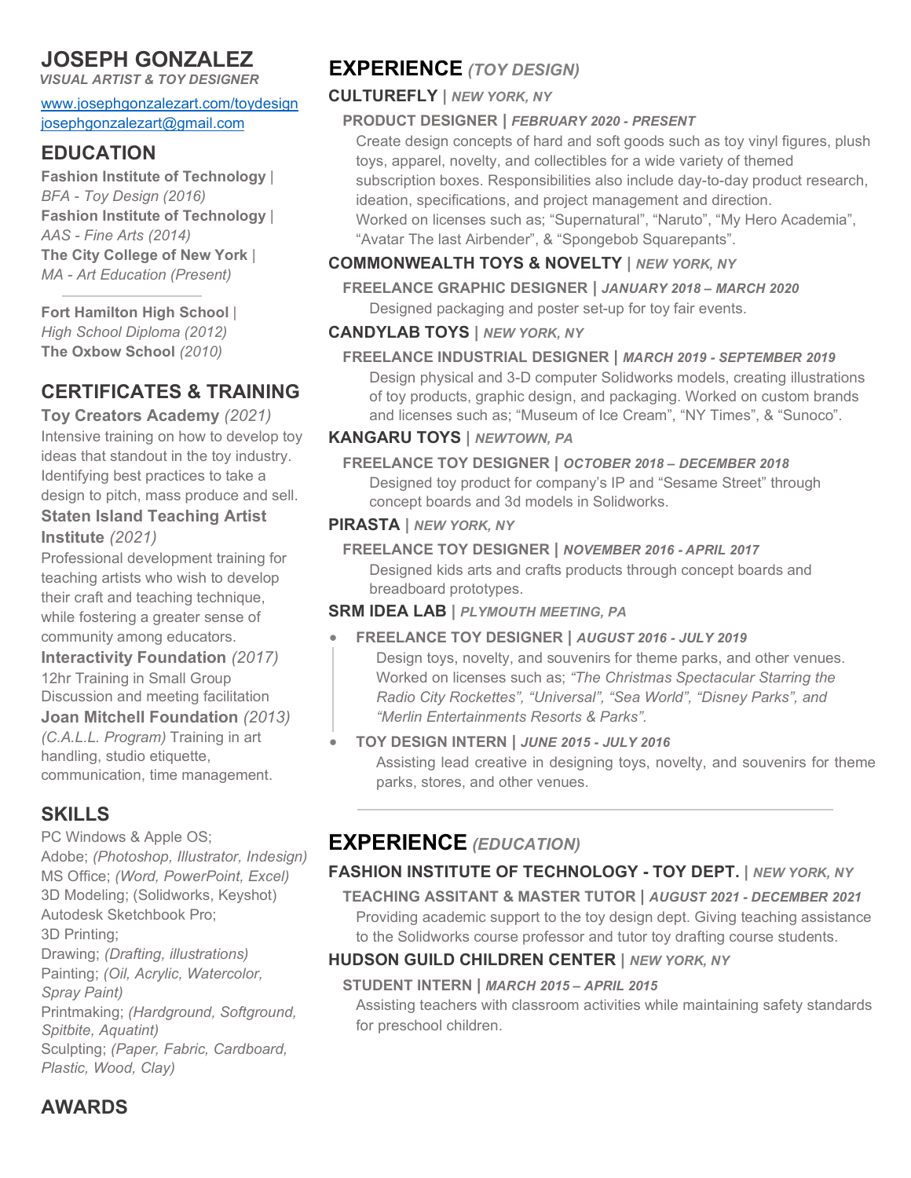# JOSEPH GONZALEZ

***VISUAL ARTIST & TOY DESIGNER***

[www.josephgonzalezart.com/toydesign](http://www.josephgonzalezart.com/toydesign)
[josephgonzalezart@gmail.com](mailto:josephgonzalezart@gmail.com)

## EDUCATION

**Fashion Institute of Technology** |
*BFA - Toy Design (2016)*
**Fashion Institute of Technology** |
*AAS - Fine Arts (2014)*
**The City College of New York** |
*MA - Art Education (Present)*

---

**Fort Hamilton High School** |
*High School Diploma (2012)*
**The Oxbow School** *(2010)*

## CERTIFICATES & TRAINING

**Toy Creators Academy** *(2021)*
Intensive training on how to develop toy ideas that standout in the toy industry. Identifying best practices to take a design to pitch, mass produce and sell.

**Staten Island Teaching Artist Institute** *(2021)*
Professional development training for teaching artists who wish to develop their craft and teaching technique, while fostering a greater sense of community among educators.

**Interactivity Foundation** *(2017)*
12hr Training in Small Group Discussion and meeting facilitation

**Joan Mitchell Foundation** *(2013)*
*(C.A.L.L. Program)* Training in art handling, studio etiquette, communication, time management.

## SKILLS

PC Windows & Apple OS;
Adobe; *(Photoshop, Illustrator, Indesign)*
MS Office; *(Word, PowerPoint, Excel)*
3D Modeling; (Solidworks, Keyshot)
Autodesk Sketchbook Pro;
3D Printing;
Drawing; *(Drafting, illustrations)*
Painting; *(Oil, Acrylic, Watercolor, Spray Paint)*
Printmaking; *(Hardground, Softground, Spitbite, Aquatint)*
Sculpting; *(Paper, Fabric, Cardboard, Plastic, Wood, Clay)*

## AWARDS

## EXPERIENCE *(TOY DESIGN)*

### CULTUREFLY | *NEW YORK, NY*

**PRODUCT DESIGNER | *FEBRUARY 2020 - PRESENT***
Create design concepts of hard and soft goods such as toy vinyl figures, plush toys, apparel, novelty, and collectibles for a wide variety of themed subscription boxes. Responsibilities also include day-to-day product research, ideation, specifications, and project management and direction.
Worked on licenses such as; "Supernatural", "Naruto", "My Hero Academia", "Avatar The last Airbender", & "Spongebob Squarepants".

### COMMONWEALTH TOYS & NOVELTY | *NEW YORK, NY*

**FREELANCE GRAPHIC DESIGNER | *JANUARY 2018 – MARCH 2020***
Designed packaging and poster set-up for toy fair events.

### CANDYLAB TOYS | *NEW YORK, NY*

**FREELANCE INDUSTRIAL DESIGNER | *MARCH 2019 - SEPTEMBER 2019***
Design physical and 3-D computer Solidworks models, creating illustrations of toy products, graphic design, and packaging. Worked on custom brands and licenses such as; "Museum of Ice Cream", "NY Times", & "Sunoco".

### KANGARU TOYS | *NEWTOWN, PA*

**FREELANCE TOY DESIGNER | *OCTOBER 2018 – DECEMBER 2018***
Designed toy product for company's IP and "Sesame Street" through concept boards and 3d models in Solidworks.

### PIRASTA | *NEW YORK, NY*

**FREELANCE TOY DESIGNER | *NOVEMBER 2016 - APRIL 2017***
Designed kids arts and crafts products through concept boards and breadboard prototypes.

### SRM IDEA LAB | *PLYMOUTH MEETING, PA*

- **FREELANCE TOY DESIGNER | *AUGUST 2016 - JULY 2019***
  Design toys, novelty, and souvenirs for theme parks, and other venues. Worked on licenses such as; *"The Christmas Spectacular Starring the Radio City Rockettes", "Universal", "Sea World", "Disney Parks", and "Merlin Entertainments Resorts & Parks".*
- **TOY DESIGN INTERN | *JUNE 2015 - JULY 2016***
  Assisting lead creative in designing toys, novelty, and souvenirs for theme parks, stores, and other venues.

---

## EXPERIENCE *(EDUCATION)*

### FASHION INSTITUTE OF TECHNOLOGY - TOY DEPT. | *NEW YORK, NY*

**TEACHING ASSITANT & MASTER TUTOR | *AUGUST 2021 - DECEMBER 2021***
Providing academic support to the toy design dept. Giving teaching assistance to the Solidworks course professor and tutor toy drafting course students.

### HUDSON GUILD CHILDREN CENTER | *NEW YORK, NY*

**STUDENT INTERN | *MARCH 2015 – APRIL 2015***
Assisting teachers with classroom activities while maintaining safety standards for preschool children.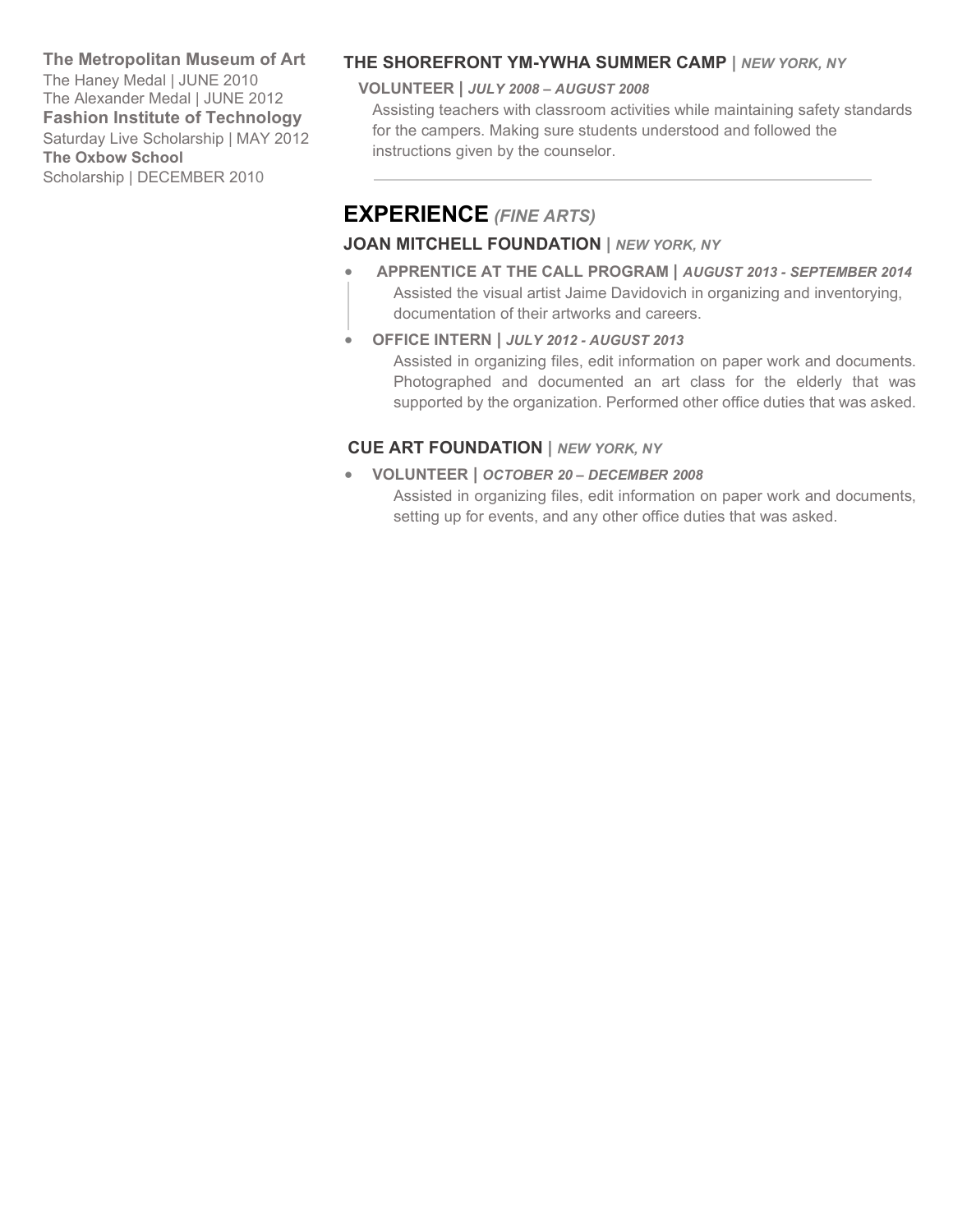**The Metropolitan Museum of Art**
The Haney Medal | JUNE 2010
The Alexander Medal | JUNE 2012
**Fashion Institute of Technology**
Saturday Live Scholarship | MAY 2012
**The Oxbow School**
Scholarship | DECEMBER 2010

**THE SHOREFRONT YM-YWHA SUMMER CAMP** | *NEW YORK, NY*

**VOLUNTEER |** *JULY 2008 – AUGUST 2008*

Assisting teachers with classroom activities while maintaining safety standards for the campers. Making sure students understood and followed the instructions given by the counselor.

---

## EXPERIENCE *(FINE ARTS)*

**JOAN MITCHELL FOUNDATION** | *NEW YORK, NY*

- **APPRENTICE AT THE CALL PROGRAM |** *AUGUST 2013 - SEPTEMBER 2014*
  Assisted the visual artist Jaime Davidovich in organizing and inventorying, documentation of their artworks and careers.
- **OFFICE INTERN |** *JULY 2012 - AUGUST 2013*
  Assisted in organizing files, edit information on paper work and documents. Photographed and documented an art class for the elderly that was supported by the organization. Performed other office duties that was asked.

**CUE ART FOUNDATION** | *NEW YORK, NY*

- **VOLUNTEER |** *OCTOBER 20 – DECEMBER 2008*
  Assisted in organizing files, edit information on paper work and documents, setting up for events, and any other office duties that was asked.